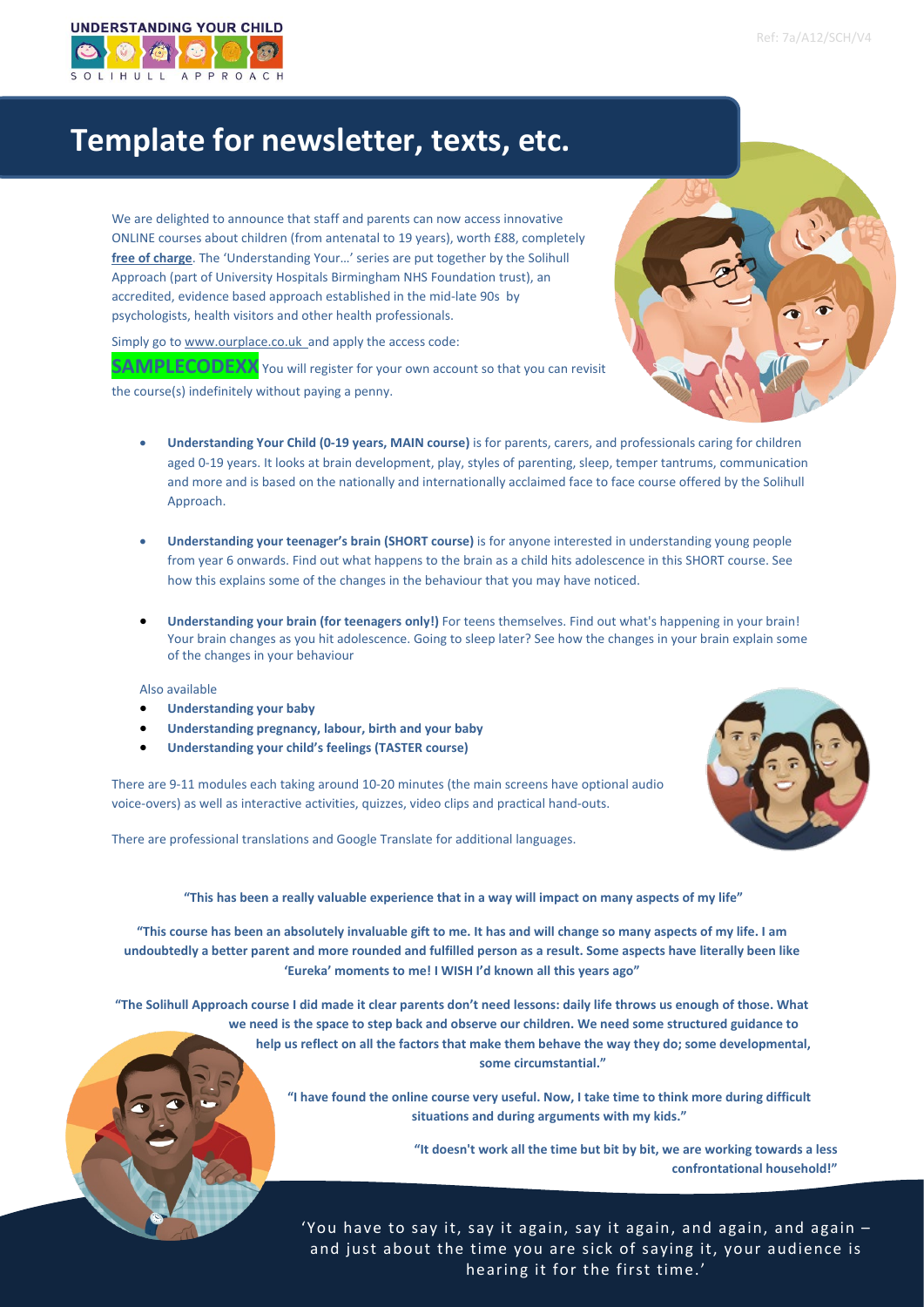UNDERSTANDING YOUR CHILD

SOLIHULL APPROACH

Ref: 7a/A12/SCH/V4

# Template for newsletter, texts, etc.

We are delighted to announce that staff and parents can now access innovative ONLINE courses about children (from antenatal to 19 years), worth £88, completely **free of charge**. The 'Understanding Your…' series are put together by the Solihull Approach (part of University Hospitals Birmingham NHS Foundation trust), an accredited, evidence based approach established in the mid-late 90s by psychologists, health visitors and other health professionals.

Simply go to www.ourplace.co.uk and apply the access code:

**SAMPLECODEXX** You will register for your own account so that you can revisit the course(s) indefinitely without paying a penny.

- **Understanding Your Child (0-19 years, MAIN course)** is for parents, carers, and professionals caring for children aged 0-19 years. It looks at brain development, play, styles of parenting, sleep, temper tantrums, communication and more and is based on the nationally and internationally acclaimed face to face course offered by the Solihull Approach.
- **Understanding your teenager's brain (SHORT course)** is for anyone interested in understanding young people from year 6 onwards. Find out what happens to the brain as a child hits adolescence in this SHORT course. See how this explains some of the changes in the behaviour that you may have noticed.
- **Understanding your brain (for teenagers only!)** For teens themselves. Find out what's happening in your brain! Your brain changes as you hit adolescence. Going to sleep later? See how the changes in your brain explain some of the changes in your behaviour

Also available

- **Understanding your baby**
- **Understanding pregnancy, labour, birth and your baby**
- **Understanding your child's feelings (TASTER course)**

There are 9-11 modules each taking around 10-20 minutes (the main screens have optional audio voice-overs) as well as interactive activities, quizzes, video clips and practical hand-outs.

There are professional translations and Google Translate for additional languages.

**"This has been a really valuable experience that in a way will impact on many aspects of my life"**

**"This course has been an absolutely invaluable gift to me. It has and will change so many aspects of my life. I am undoubtedly a better parent and more rounded and fulfilled person as a result. Some aspects have literally been like 'Eureka' moments to me! I WISH I'd known all this years ago"**

**"The Solihull Approach course I did made it clear parents don't need lessons: daily life throws us enough of those. What we need is the space to step back and observe our children. We need some structured guidance to help us reflect on all the factors that make them behave the way they do; some developmental, some circumstantial."**

**"I have found the online course very useful. Now, I take time to think more during difficult situations and during arguments with my kids."**

**"It doesn't work all the time but bit by bit, we are working towards a less confrontational household!"**

'You have to say it, say it again, say it again, and again, and again – and just about the time you are sick of saying it, your audience is hearing it for the first time.'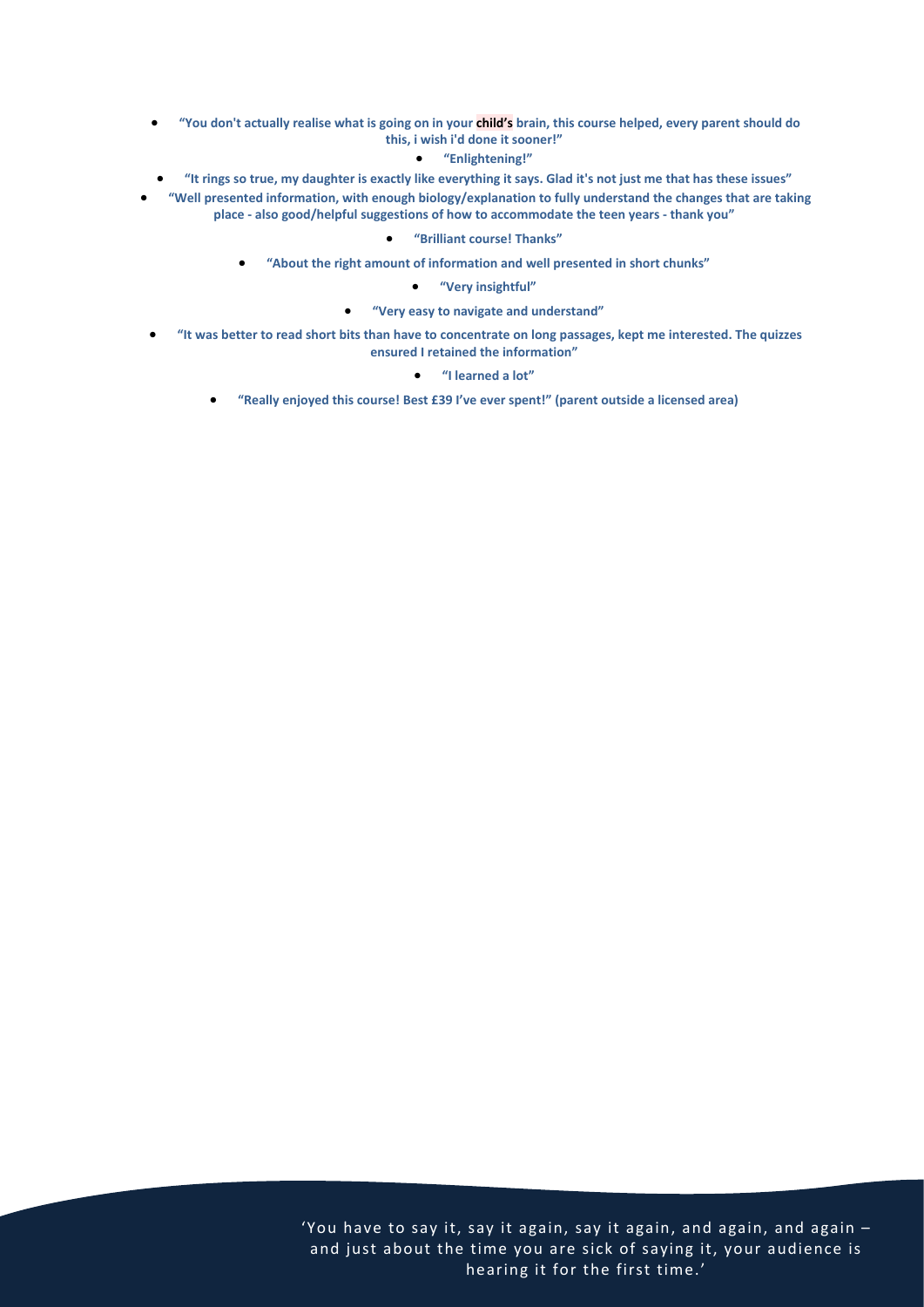- **"You don't actually realise what is going on in your child's brain, this course helped, every parent should do this, i wish i'd done it sooner!"**
- **"Enlightening!"**
- **"It rings so true, my daughter is exactly like everything it says. Glad it's not just me that has these issues"**
- **"Well presented information, with enough biology/explanation to fully understand the changes that are taking place - also good/helpful suggestions of how to accommodate the teen years - thank you"**
- **"Brilliant course! Thanks"**
- **"About the right amount of information and well presented in short chunks"**
- **"Very insightful"**
- **"Very easy to navigate and understand"**
- **"It was better to read short bits than have to concentrate on long passages, kept me interested. The quizzes ensured I retained the information"**
- **"I learned a lot"**
- **"Really enjoyed this course! Best £39 I've ever spent!" (parent outside a licensed area)**

'You have to say it, say it again, say it again, and again, and again – and just about the time you are sick of saying it, your audience is hearing it for the first time.'